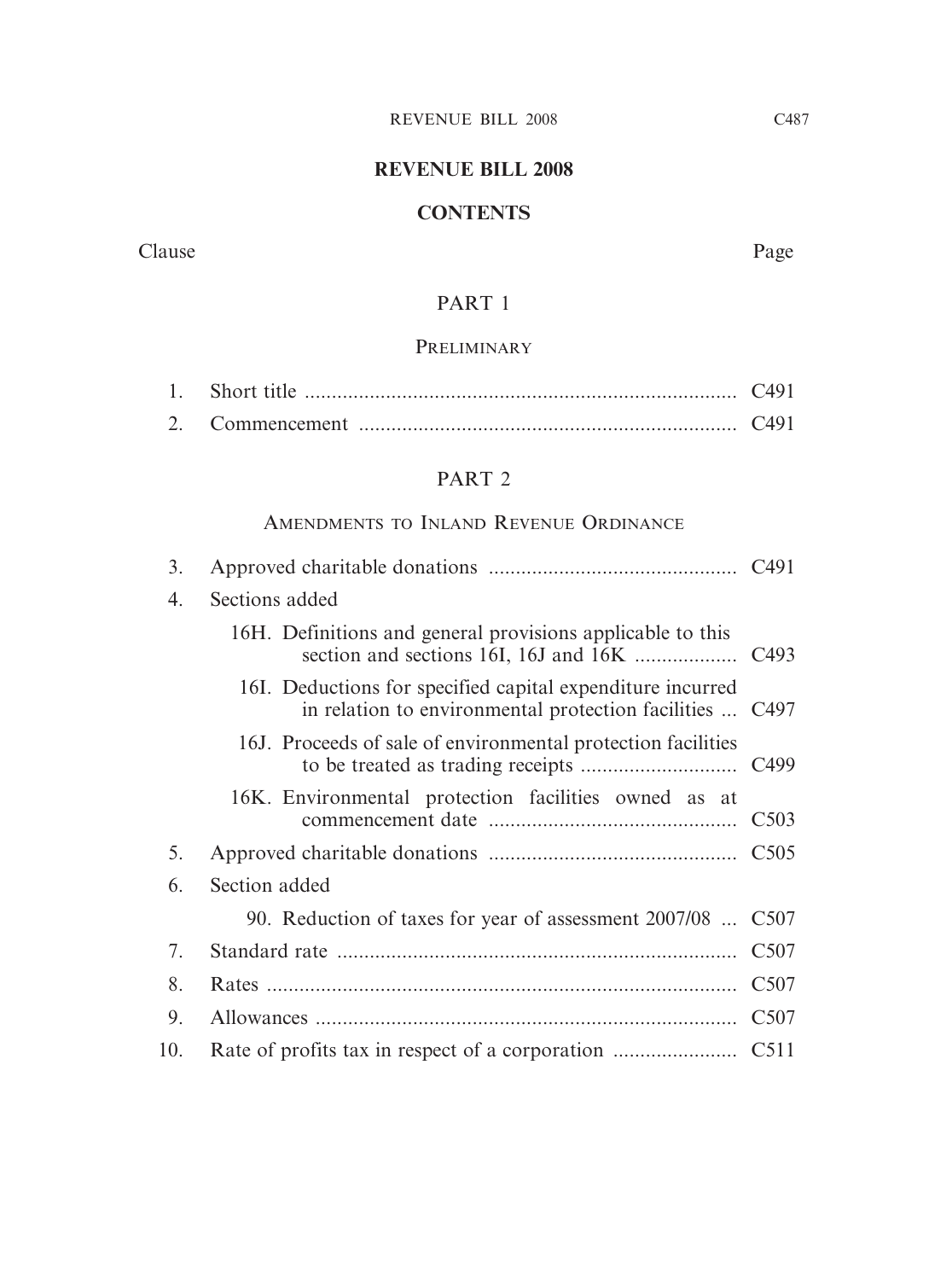# REVENUE BILL 2008

## CONTENTS

| Clause | | Page |
|---|---|---|
| | **PART 1** | |
| | PRELIMINARY | |
| 1. | Short title | C491 |
| 2. | Commencement | C491 |
| | **PART 2** | |
| | AMENDMENTS TO INLAND REVENUE ORDINANCE | |
| 3. | Approved charitable donations | C491 |
| 4. | Sections added | |
| | 16H. Definitions and general provisions applicable to this section and sections 16I, 16J and 16K | C493 |
| | 16I. Deductions for specified capital expenditure incurred in relation to environmental protection facilities | C497 |
| | 16J. Proceeds of sale of environmental protection facilities to be treated as trading receipts | C499 |
| | 16K. Environmental protection facilities owned as at commencement date | C503 |
| 5. | Approved charitable donations | C505 |
| 6. | Section added | |
| | 90. Reduction of taxes for year of assessment 2007/08 | C507 |
| 7. | Standard rate | C507 |
| 8. | Rates | C507 |
| 9. | Allowances | C507 |
| 10. | Rate of profits tax in respect of a corporation | C511 |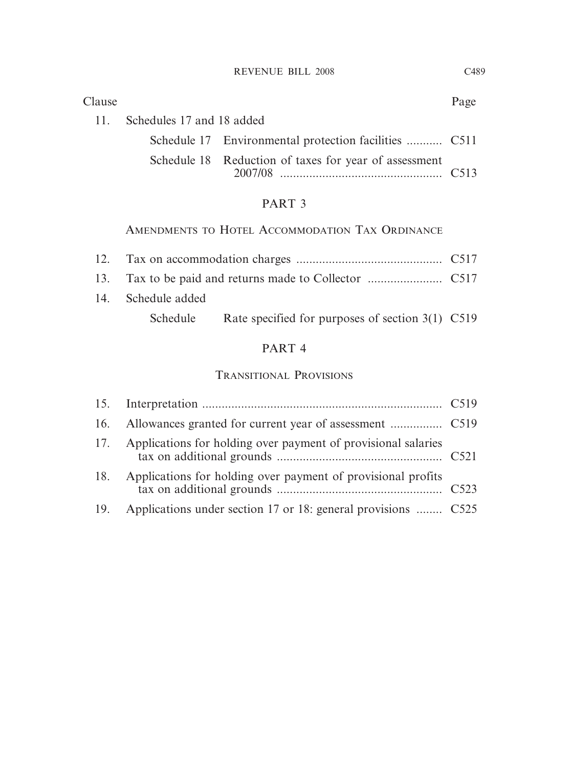| Clause | | Page |
|---|---|---|
| 11. | Schedules 17 and 18 added | |
| | Schedule 17 Environmental protection facilities | C511 |
| | Schedule 18 Reduction of taxes for year of assessment 2007/08 | C513 |

## PART 3

### AMENDMENTS TO HOTEL ACCOMMODATION TAX ORDINANCE

| Clause | | Page |
|---|---|---|
| 12. | Tax on accommodation charges | C517 |
| 13. | Tax to be paid and returns made to Collector | C517 |
| 14. | Schedule added | |
| | Schedule Rate specified for purposes of section 3(1) | C519 |

## PART 4

### TRANSITIONAL PROVISIONS

| Clause | | Page |
|---|---|---|
| 15. | Interpretation | C519 |
| 16. | Allowances granted for current year of assessment | C519 |
| 17. | Applications for holding over payment of provisional salaries tax on additional grounds | C521 |
| 18. | Applications for holding over payment of provisional profits tax on additional grounds | C523 |
| 19. | Applications under section 17 or 18: general provisions | C525 |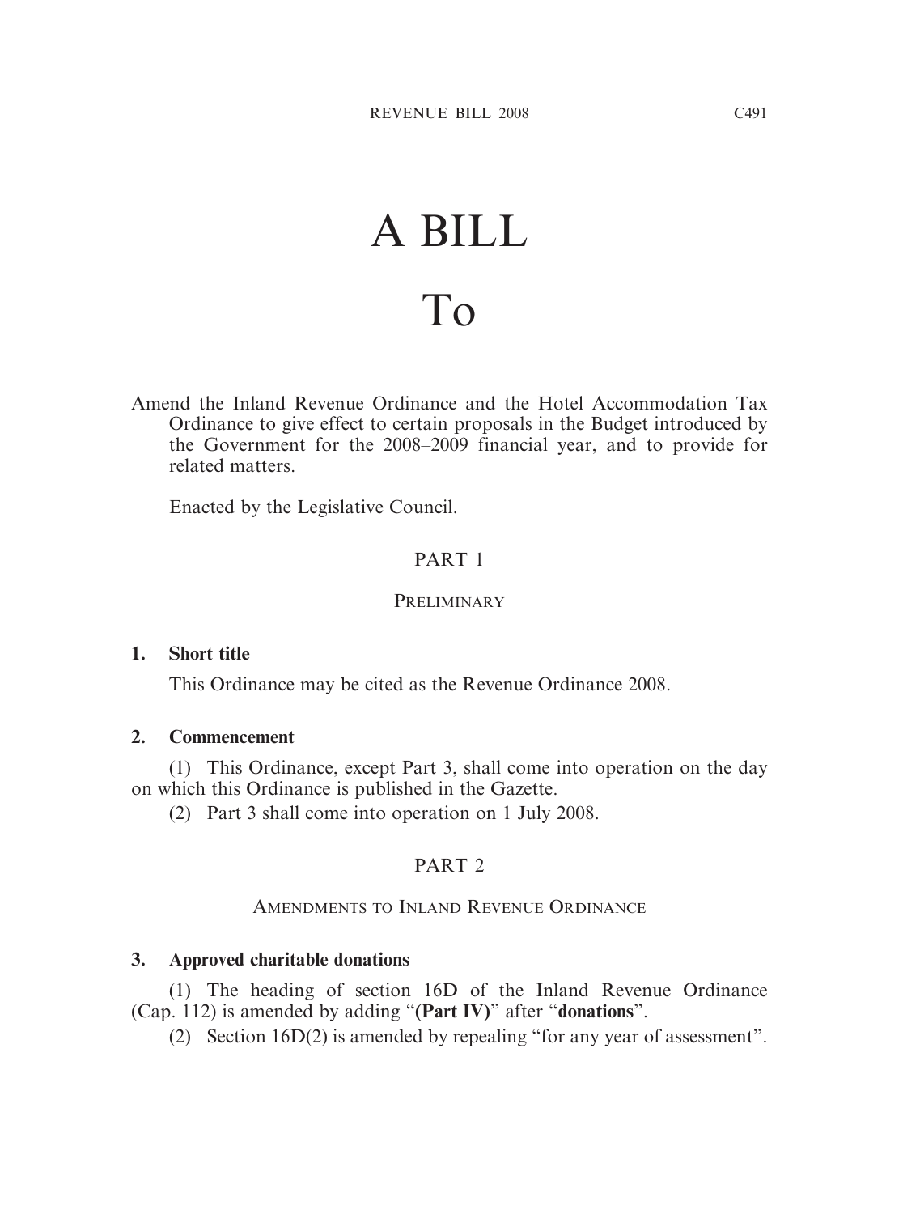# A BILL

# To

Amend the Inland Revenue Ordinance and the Hotel Accommodation Tax Ordinance to give effect to certain proposals in the Budget introduced by the Government for the 2008–2009 financial year, and to provide for related matters.

Enacted by the Legislative Council.

## PART 1

### PRELIMINARY

**1. Short title**

This Ordinance may be cited as the Revenue Ordinance 2008.

**2. Commencement**

(1) This Ordinance, except Part 3, shall come into operation on the day on which this Ordinance is published in the Gazette.

(2) Part 3 shall come into operation on 1 July 2008.

## PART 2

### AMENDMENTS TO INLAND REVENUE ORDINANCE

**3. Approved charitable donations**

(1) The heading of section 16D of the Inland Revenue Ordinance (Cap. 112) is amended by adding "**(Part IV)**" after "**donations**".

(2) Section 16D(2) is amended by repealing "for any year of assessment".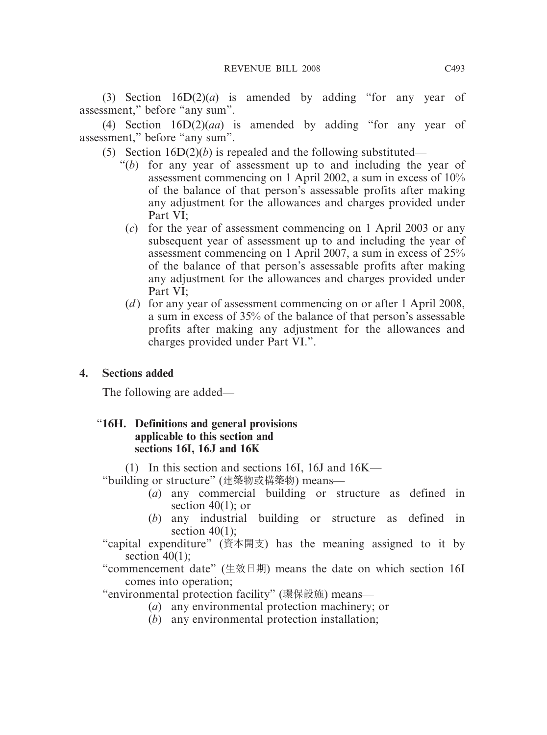(3) Section 16D(2)(*a*) is amended by adding "for any year of assessment," before "any sum".

(4) Section 16D(2)(*aa*) is amended by adding "for any year of assessment," before "any sum".

(5) Section 16D(2)(*b*) is repealed and the following substituted—

"(*b*) for any year of assessment up to and including the year of assessment commencing on 1 April 2002, a sum in excess of 10% of the balance of that person's assessable profits after making any adjustment for the allowances and charges provided under Part VI;

(*c*) for the year of assessment commencing on 1 April 2003 or any subsequent year of assessment up to and including the year of assessment commencing on 1 April 2007, a sum in excess of 25% of the balance of that person's assessable profits after making any adjustment for the allowances and charges provided under Part VI;

(*d*) for any year of assessment commencing on or after 1 April 2008, a sum in excess of 35% of the balance of that person's assessable profits after making any adjustment for the allowances and charges provided under Part VI.".

## 4. Sections added

The following are added—

### "16H. Definitions and general provisions applicable to this section and sections 16I, 16J and 16K

(1) In this section and sections 16I, 16J and 16K—

"building or structure" (建築物或構築物) means—

(*a*) any commercial building or structure as defined in section 40(1); or

(*b*) any industrial building or structure as defined in section 40(1);

"capital expenditure" (資本開支) has the meaning assigned to it by section 40(1);

"commencement date" (生效日期) means the date on which section 16I comes into operation;

"environmental protection facility" (環保設施) means—

(*a*) any environmental protection machinery; or

(*b*) any environmental protection installation;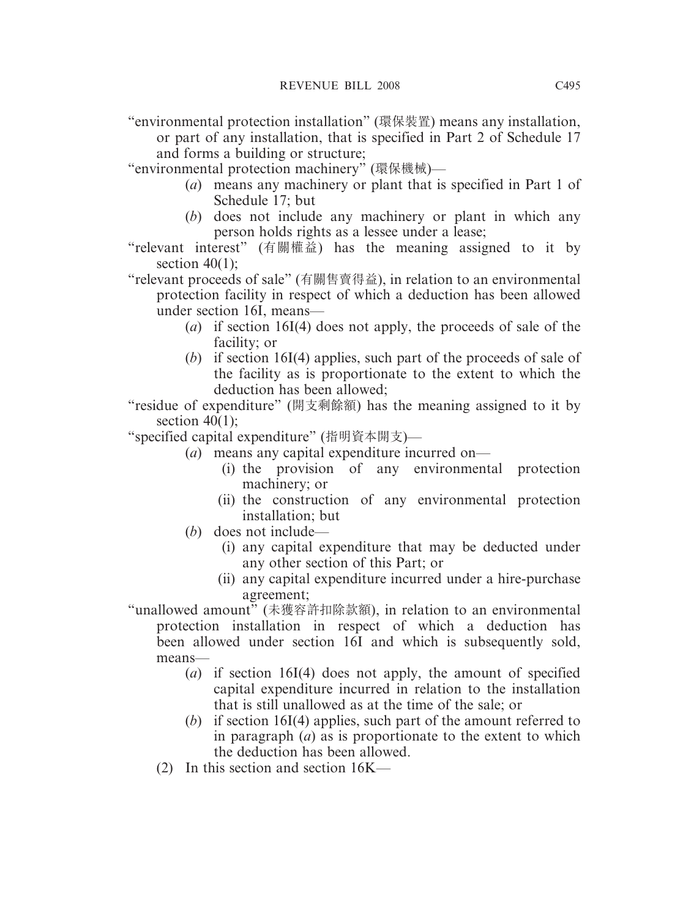"environmental protection installation" (環保裝置) means any installation, or part of any installation, that is specified in Part 2 of Schedule 17 and forms a building or structure;

"environmental protection machinery" (環保機械)—

(*a*) means any machinery or plant that is specified in Part 1 of Schedule 17; but

(*b*) does not include any machinery or plant in which any person holds rights as a lessee under a lease;

"relevant interest" (有關權益) has the meaning assigned to it by section 40(1);

"relevant proceeds of sale" (有關售賣得益), in relation to an environmental protection facility in respect of which a deduction has been allowed under section 16I, means—

(*a*) if section 16I(4) does not apply, the proceeds of sale of the facility; or

(*b*) if section 16I(4) applies, such part of the proceeds of sale of the facility as is proportionate to the extent to which the deduction has been allowed;

"residue of expenditure" (開支剩餘額) has the meaning assigned to it by section 40(1);

"specified capital expenditure" (指明資本開支)—

(*a*) means any capital expenditure incurred on—

(i) the provision of any environmental protection machinery; or

(ii) the construction of any environmental protection installation; but

(*b*) does not include—

(i) any capital expenditure that may be deducted under any other section of this Part; or

(ii) any capital expenditure incurred under a hire-purchase agreement;

"unallowed amount" (未獲容許扣除款額), in relation to an environmental protection installation in respect of which a deduction has been allowed under section 16I and which is subsequently sold, means—

(*a*) if section 16I(4) does not apply, the amount of specified capital expenditure incurred in relation to the installation that is still unallowed as at the time of the sale; or

(*b*) if section 16I(4) applies, such part of the amount referred to in paragraph (*a*) as is proportionate to the extent to which the deduction has been allowed.

(2) In this section and section 16K—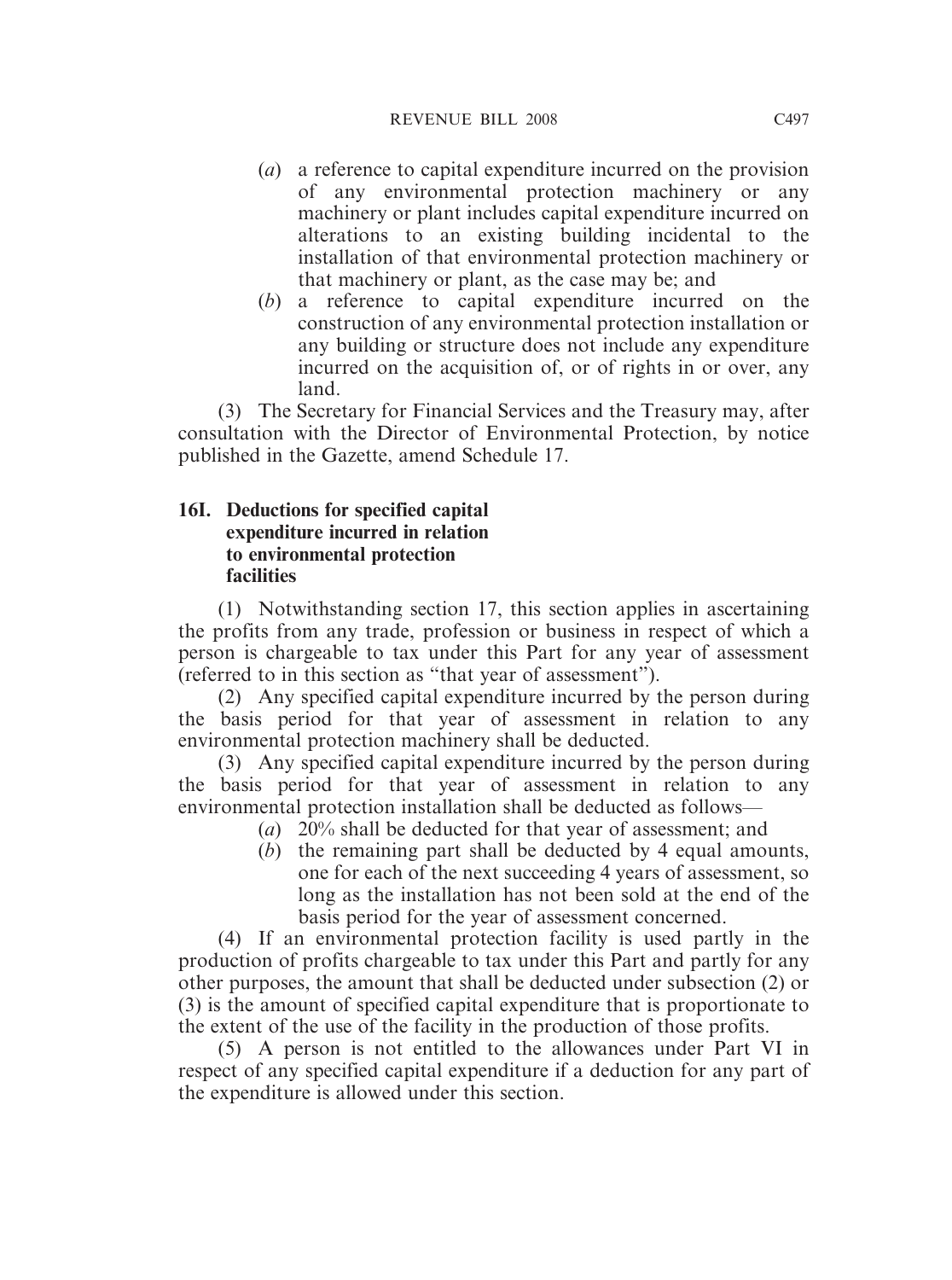(*a*) a reference to capital expenditure incurred on the provision of any environmental protection machinery or any machinery or plant includes capital expenditure incurred on alterations to an existing building incidental to the installation of that environmental protection machinery or that machinery or plant, as the case may be; and

(*b*) a reference to capital expenditure incurred on the construction of any environmental protection installation or any building or structure does not include any expenditure incurred on the acquisition of, or of rights in or over, any land.

(3) The Secretary for Financial Services and the Treasury may, after consultation with the Director of Environmental Protection, by notice published in the Gazette, amend Schedule 17.

**16I. Deductions for specified capital expenditure incurred in relation to environmental protection facilities**

(1) Notwithstanding section 17, this section applies in ascertaining the profits from any trade, profession or business in respect of which a person is chargeable to tax under this Part for any year of assessment (referred to in this section as "that year of assessment").

(2) Any specified capital expenditure incurred by the person during the basis period for that year of assessment in relation to any environmental protection machinery shall be deducted.

(3) Any specified capital expenditure incurred by the person during the basis period for that year of assessment in relation to any environmental protection installation shall be deducted as follows—

(*a*) 20% shall be deducted for that year of assessment; and

(*b*) the remaining part shall be deducted by 4 equal amounts, one for each of the next succeeding 4 years of assessment, so long as the installation has not been sold at the end of the basis period for the year of assessment concerned.

(4) If an environmental protection facility is used partly in the production of profits chargeable to tax under this Part and partly for any other purposes, the amount that shall be deducted under subsection (2) or (3) is the amount of specified capital expenditure that is proportionate to the extent of the use of the facility in the production of those profits.

(5) A person is not entitled to the allowances under Part VI in respect of any specified capital expenditure if a deduction for any part of the expenditure is allowed under this section.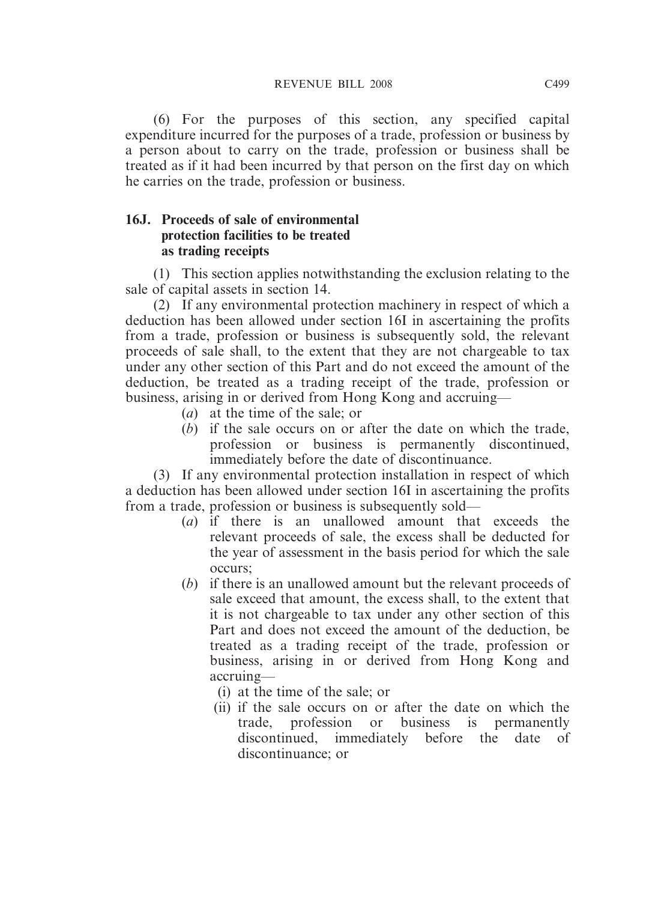(6) For the purposes of this section, any specified capital expenditure incurred for the purposes of a trade, profession or business by a person about to carry on the trade, profession or business shall be treated as if it had been incurred by that person on the first day on which he carries on the trade, profession or business.

### 16J. Proceeds of sale of environmental protection facilities to be treated as trading receipts

(1) This section applies notwithstanding the exclusion relating to the sale of capital assets in section 14.

(2) If any environmental protection machinery in respect of which a deduction has been allowed under section 16I in ascertaining the profits from a trade, profession or business is subsequently sold, the relevant proceeds of sale shall, to the extent that they are not chargeable to tax under any other section of this Part and do not exceed the amount of the deduction, be treated as a trading receipt of the trade, profession or business, arising in or derived from Hong Kong and accruing—

- (*a*) at the time of the sale; or
- (*b*) if the sale occurs on or after the date on which the trade, profession or business is permanently discontinued, immediately before the date of discontinuance.

(3) If any environmental protection installation in respect of which a deduction has been allowed under section 16I in ascertaining the profits from a trade, profession or business is subsequently sold—

- (*a*) if there is an unallowed amount that exceeds the relevant proceeds of sale, the excess shall be deducted for the year of assessment in the basis period for which the sale occurs;
- (*b*) if there is an unallowed amount but the relevant proceeds of sale exceed that amount, the excess shall, to the extent that it is not chargeable to tax under any other section of this Part and does not exceed the amount of the deduction, be treated as a trading receipt of the trade, profession or business, arising in or derived from Hong Kong and accruing—
  - (i) at the time of the sale; or
  - (ii) if the sale occurs on or after the date on which the trade, profession or business is permanently discontinued, immediately before the date of discontinuance; or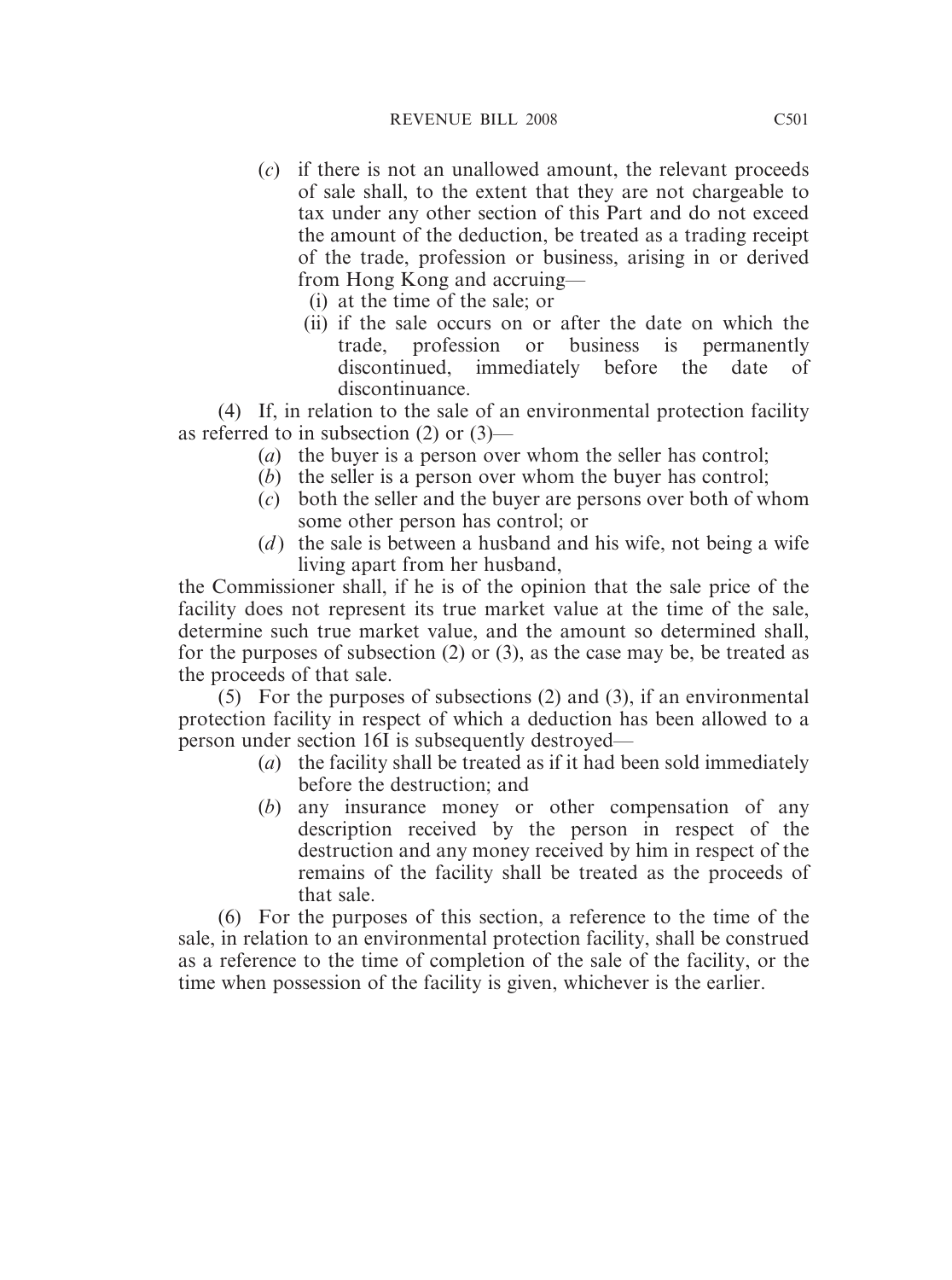(*c*) if there is not an unallowed amount, the relevant proceeds of sale shall, to the extent that they are not chargeable to tax under any other section of this Part and do not exceed the amount of the deduction, be treated as a trading receipt of the trade, profession or business, arising in or derived from Hong Kong and accruing—

(i) at the time of the sale; or

(ii) if the sale occurs on or after the date on which the trade, profession or business is permanently discontinued, immediately before the date of discontinuance.

(4) If, in relation to the sale of an environmental protection facility as referred to in subsection (2) or (3)—

(*a*) the buyer is a person over whom the seller has control;

(*b*) the seller is a person over whom the buyer has control;

(*c*) both the seller and the buyer are persons over both of whom some other person has control; or

(*d*) the sale is between a husband and his wife, not being a wife living apart from her husband,

the Commissioner shall, if he is of the opinion that the sale price of the facility does not represent its true market value at the time of the sale, determine such true market value, and the amount so determined shall, for the purposes of subsection (2) or (3), as the case may be, be treated as the proceeds of that sale.

(5) For the purposes of subsections (2) and (3), if an environmental protection facility in respect of which a deduction has been allowed to a person under section 16I is subsequently destroyed—

(*a*) the facility shall be treated as if it had been sold immediately before the destruction; and

(*b*) any insurance money or other compensation of any description received by the person in respect of the destruction and any money received by him in respect of the remains of the facility shall be treated as the proceeds of that sale.

(6) For the purposes of this section, a reference to the time of the sale, in relation to an environmental protection facility, shall be construed as a reference to the time of completion of the sale of the facility, or the time when possession of the facility is given, whichever is the earlier.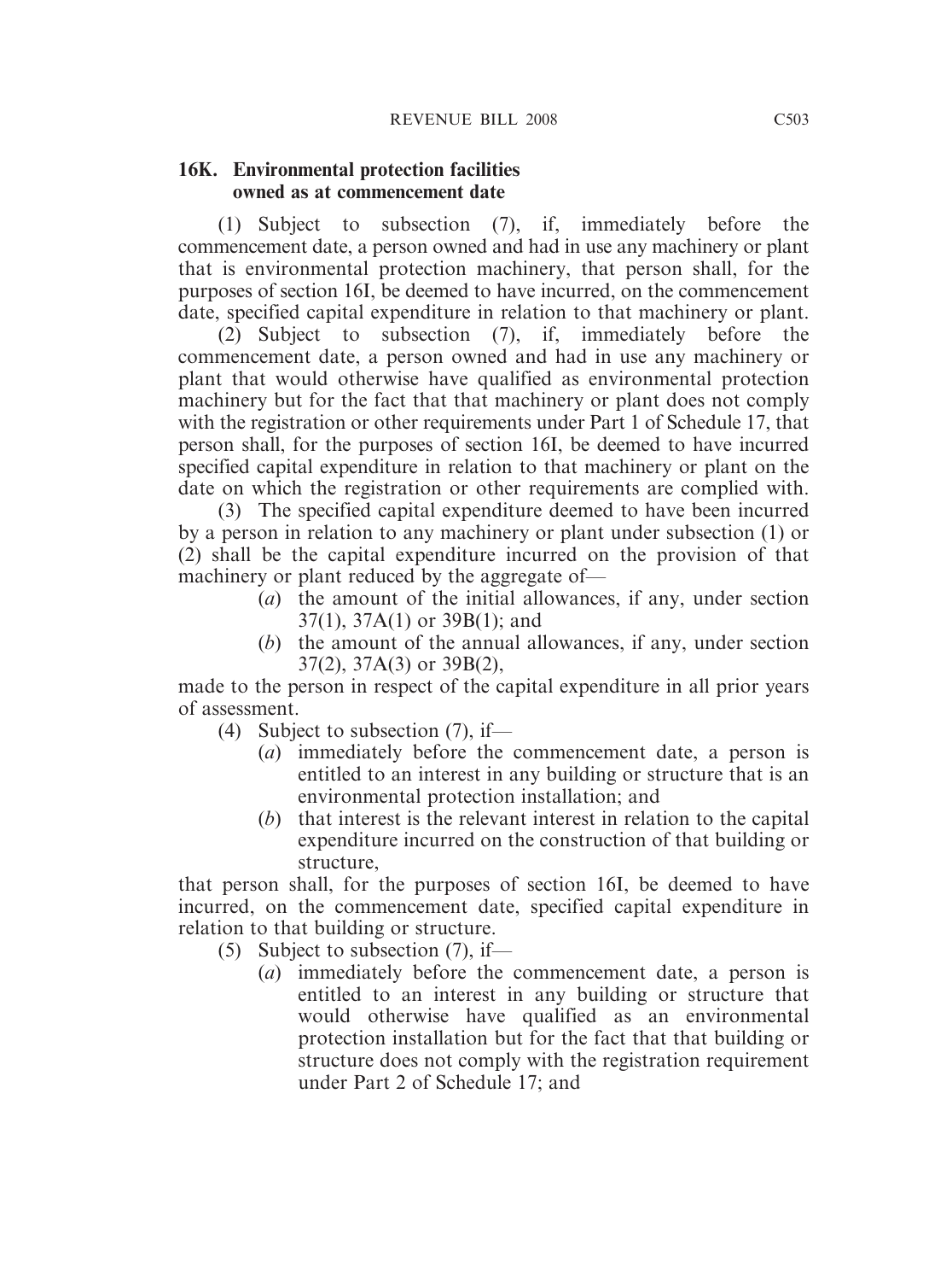### 16K. Environmental protection facilities owned as at commencement date

(1) Subject to subsection (7), if, immediately before the commencement date, a person owned and had in use any machinery or plant that is environmental protection machinery, that person shall, for the purposes of section 16I, be deemed to have incurred, on the commencement date, specified capital expenditure in relation to that machinery or plant.

(2) Subject to subsection (7), if, immediately before the commencement date, a person owned and had in use any machinery or plant that would otherwise have qualified as environmental protection machinery but for the fact that that machinery or plant does not comply with the registration or other requirements under Part 1 of Schedule 17, that person shall, for the purposes of section 16I, be deemed to have incurred specified capital expenditure in relation to that machinery or plant on the date on which the registration or other requirements are complied with.

(3) The specified capital expenditure deemed to have been incurred by a person in relation to any machinery or plant under subsection (1) or (2) shall be the capital expenditure incurred on the provision of that machinery or plant reduced by the aggregate of—

- (*a*) the amount of the initial allowances, if any, under section 37(1), 37A(1) or 39B(1); and
- (*b*) the amount of the annual allowances, if any, under section 37(2), 37A(3) or 39B(2),

made to the person in respect of the capital expenditure in all prior years of assessment.

(4) Subject to subsection (7), if—

- (*a*) immediately before the commencement date, a person is entitled to an interest in any building or structure that is an environmental protection installation; and
- (*b*) that interest is the relevant interest in relation to the capital expenditure incurred on the construction of that building or structure,

that person shall, for the purposes of section 16I, be deemed to have incurred, on the commencement date, specified capital expenditure in relation to that building or structure.

(5) Subject to subsection (7), if—

- (*a*) immediately before the commencement date, a person is entitled to an interest in any building or structure that would otherwise have qualified as an environmental protection installation but for the fact that that building or structure does not comply with the registration requirement under Part 2 of Schedule 17; and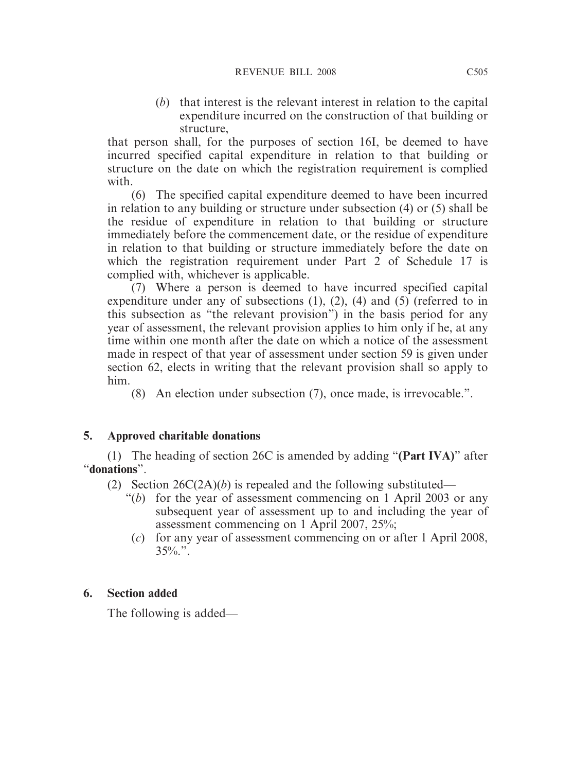(*b*) that interest is the relevant interest in relation to the capital expenditure incurred on the construction of that building or structure,

that person shall, for the purposes of section 16I, be deemed to have incurred specified capital expenditure in relation to that building or structure on the date on which the registration requirement is complied with.

(6) The specified capital expenditure deemed to have been incurred in relation to any building or structure under subsection (4) or (5) shall be the residue of expenditure in relation to that building or structure immediately before the commencement date, or the residue of expenditure in relation to that building or structure immediately before the date on which the registration requirement under Part 2 of Schedule 17 is complied with, whichever is applicable.

(7) Where a person is deemed to have incurred specified capital expenditure under any of subsections (1), (2), (4) and (5) (referred to in this subsection as "the relevant provision") in the basis period for any year of assessment, the relevant provision applies to him only if he, at any time within one month after the date on which a notice of the assessment made in respect of that year of assessment under section 59 is given under section 62, elects in writing that the relevant provision shall so apply to him.

(8) An election under subsection (7), once made, is irrevocable.".

**5. Approved charitable donations**

(1) The heading of section 26C is amended by adding "**(Part IVA)**" after "**donations**".

(2) Section 26C(2A)(*b*) is repealed and the following substituted—

"(*b*) for the year of assessment commencing on 1 April 2003 or any subsequent year of assessment up to and including the year of assessment commencing on 1 April 2007, 25%;

(*c*) for any year of assessment commencing on or after 1 April 2008, 35%.".

**6. Section added**

The following is added—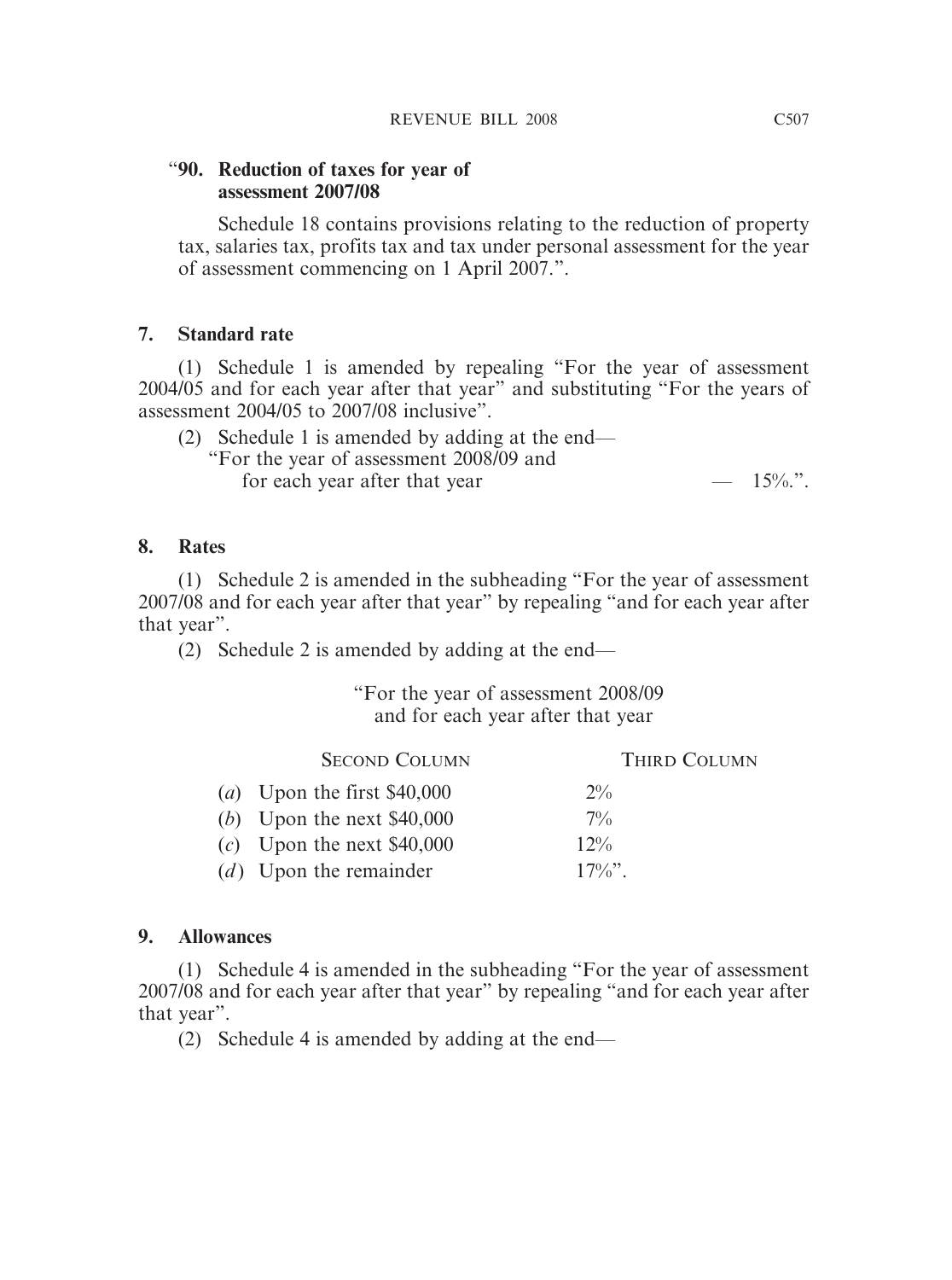"**90. Reduction of taxes for year of assessment 2007/08**

Schedule 18 contains provisions relating to the reduction of property tax, salaries tax, profits tax and tax under personal assessment for the year of assessment commencing on 1 April 2007.".

**7. Standard rate**

(1) Schedule 1 is amended by repealing "For the year of assessment 2004/05 and for each year after that year" and substituting "For the years of assessment 2004/05 to 2007/08 inclusive".

(2) Schedule 1 is amended by adding at the end—

"For the year of assessment 2008/09 and for each year after that year — 15%.".

**8. Rates**

(1) Schedule 2 is amended in the subheading "For the year of assessment 2007/08 and for each year after that year" by repealing "and for each year after that year".

(2) Schedule 2 is amended by adding at the end—

"For the year of assessment 2008/09 and for each year after that year

| SECOND COLUMN | THIRD COLUMN |
|---|---|
| (*a*) Upon the first $40,000 | 2% |
| (*b*) Upon the next $40,000 | 7% |
| (*c*) Upon the next $40,000 | 12% |
| (*d*) Upon the remainder | 17%". |

**9. Allowances**

(1) Schedule 4 is amended in the subheading "For the year of assessment 2007/08 and for each year after that year" by repealing "and for each year after that year".

(2) Schedule 4 is amended by adding at the end—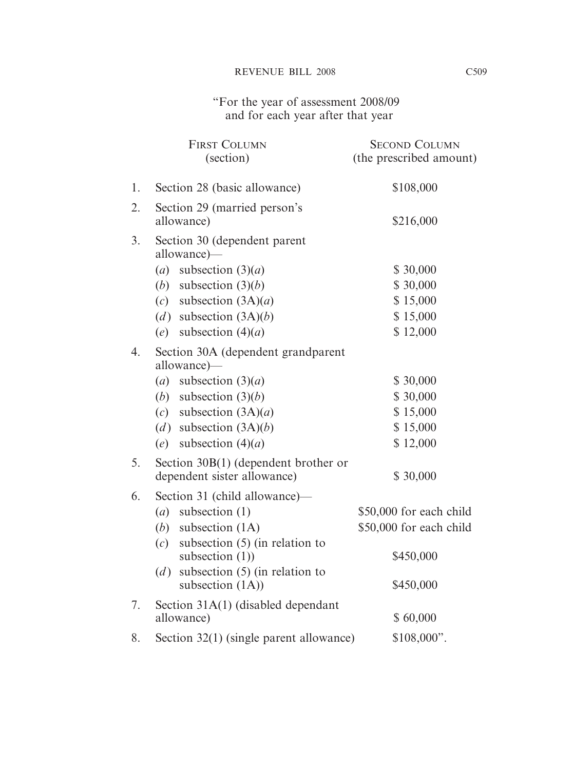"For the year of assessment 2008/09
and for each year after that year

| | First Column (section) | Second Column (the prescribed amount) |
|---|---|---|
| 1. | Section 28 (basic allowance) | $108,000 |
| 2. | Section 29 (married person's allowance) | $216,000 |
| 3. | Section 30 (dependent parent allowance)— | |
| | (*a*) subsection (3)(*a*) | $ 30,000 |
| | (*b*) subsection (3)(*b*) | $ 30,000 |
| | (*c*) subsection (3A)(*a*) | $ 15,000 |
| | (*d*) subsection (3A)(*b*) | $ 15,000 |
| | (*e*) subsection (4)(*a*) | $ 12,000 |
| 4. | Section 30A (dependent grandparent allowance)— | |
| | (*a*) subsection (3)(*a*) | $ 30,000 |
| | (*b*) subsection (3)(*b*) | $ 30,000 |
| | (*c*) subsection (3A)(*a*) | $ 15,000 |
| | (*d*) subsection (3A)(*b*) | $ 15,000 |
| | (*e*) subsection (4)(*a*) | $ 12,000 |
| 5. | Section 30B(1) (dependent brother or dependent sister allowance) | $ 30,000 |
| 6. | Section 31 (child allowance)— | |
| | (*a*) subsection (1) | $50,000 for each child |
| | (*b*) subsection (1A) | $50,000 for each child |
| | (*c*) subsection (5) (in relation to subsection (1)) | $450,000 |
| | (*d*) subsection (5) (in relation to subsection (1A)) | $450,000 |
| 7. | Section 31A(1) (disabled dependant allowance) | $ 60,000 |
| 8. | Section 32(1) (single parent allowance) | $108,000". |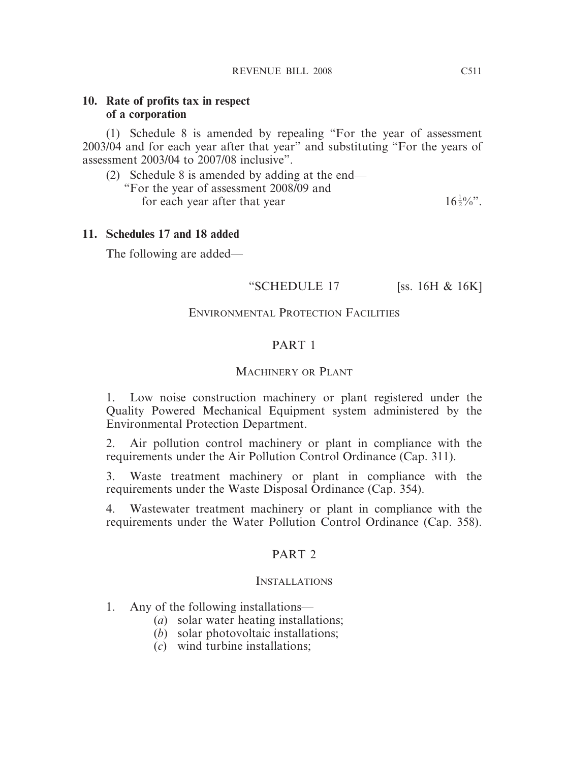**10. Rate of profits tax in respect of a corporation**

(1) Schedule 8 is amended by repealing "For the year of assessment 2003/04 and for each year after that year" and substituting "For the years of assessment 2003/04 to 2007/08 inclusive".

(2) Schedule 8 is amended by adding at the end—

"For the year of assessment 2008/09 and for each year after that year $16\frac{1}{2}\%$".

**11. Schedules 17 and 18 added**

The following are added—

"SCHEDULE 17 [ss. 16H & 16K]

ENVIRONMENTAL PROTECTION FACILITIES

PART 1

MACHINERY OR PLANT

1. Low noise construction machinery or plant registered under the Quality Powered Mechanical Equipment system administered by the Environmental Protection Department.

2. Air pollution control machinery or plant in compliance with the requirements under the Air Pollution Control Ordinance (Cap. 311).

3. Waste treatment machinery or plant in compliance with the requirements under the Waste Disposal Ordinance (Cap. 354).

4. Wastewater treatment machinery or plant in compliance with the requirements under the Water Pollution Control Ordinance (Cap. 358).

PART 2

INSTALLATIONS

1. Any of the following installations—
   - (*a*) solar water heating installations;
   - (*b*) solar photovoltaic installations;
   - (*c*) wind turbine installations;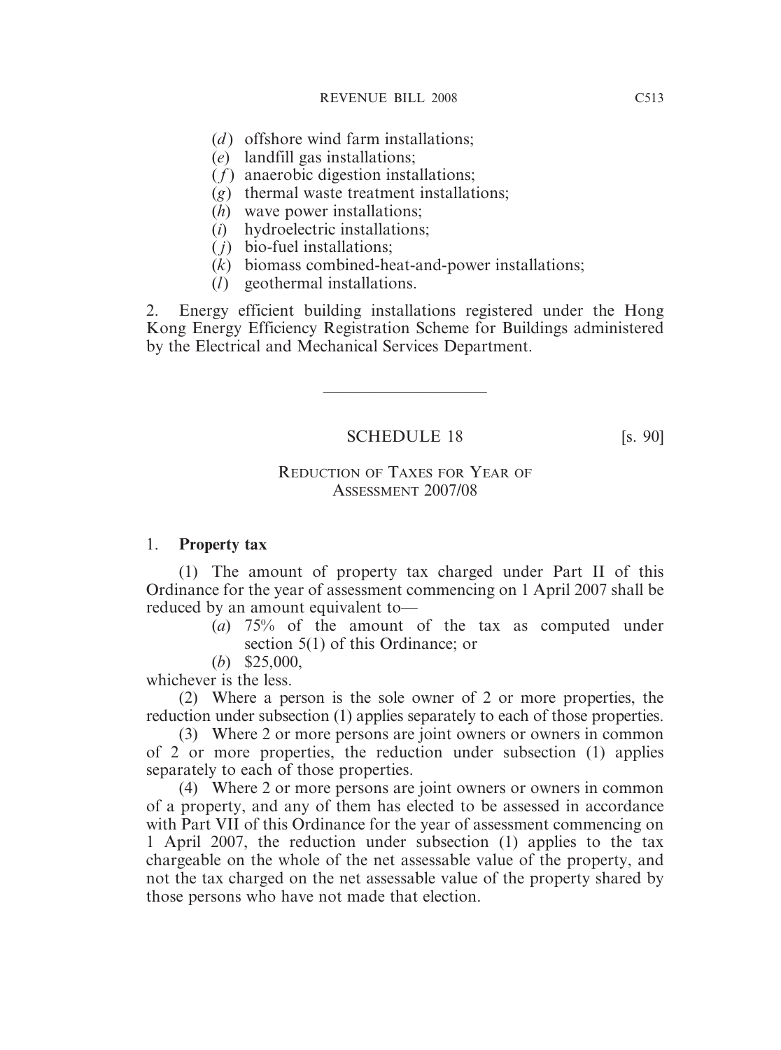(*d*) offshore wind farm installations;

(*e*) landfill gas installations;

(*f*) anaerobic digestion installations;

(*g*) thermal waste treatment installations;

(*h*) wave power installations;

(*i*) hydroelectric installations;

(*j*) bio-fuel installations;

(*k*) biomass combined-heat-and-power installations;

(*l*) geothermal installations.

2. Energy efficient building installations registered under the Hong Kong Energy Efficiency Registration Scheme for Buildings administered by the Electrical and Mechanical Services Department.

---

SCHEDULE 18 [s. 90]

REDUCTION OF TAXES FOR YEAR OF ASSESSMENT 2007/08

1. **Property tax**

(1) The amount of property tax charged under Part II of this Ordinance for the year of assessment commencing on 1 April 2007 shall be reduced by an amount equivalent to—

(*a*) 75% of the amount of the tax as computed under section 5(1) of this Ordinance; or

(*b*) $25,000,

whichever is the less.

(2) Where a person is the sole owner of 2 or more properties, the reduction under subsection (1) applies separately to each of those properties.

(3) Where 2 or more persons are joint owners or owners in common of 2 or more properties, the reduction under subsection (1) applies separately to each of those properties.

(4) Where 2 or more persons are joint owners or owners in common of a property, and any of them has elected to be assessed in accordance with Part VII of this Ordinance for the year of assessment commencing on 1 April 2007, the reduction under subsection (1) applies to the tax chargeable on the whole of the net assessable value of the property, and not the tax charged on the net assessable value of the property shared by those persons who have not made that election.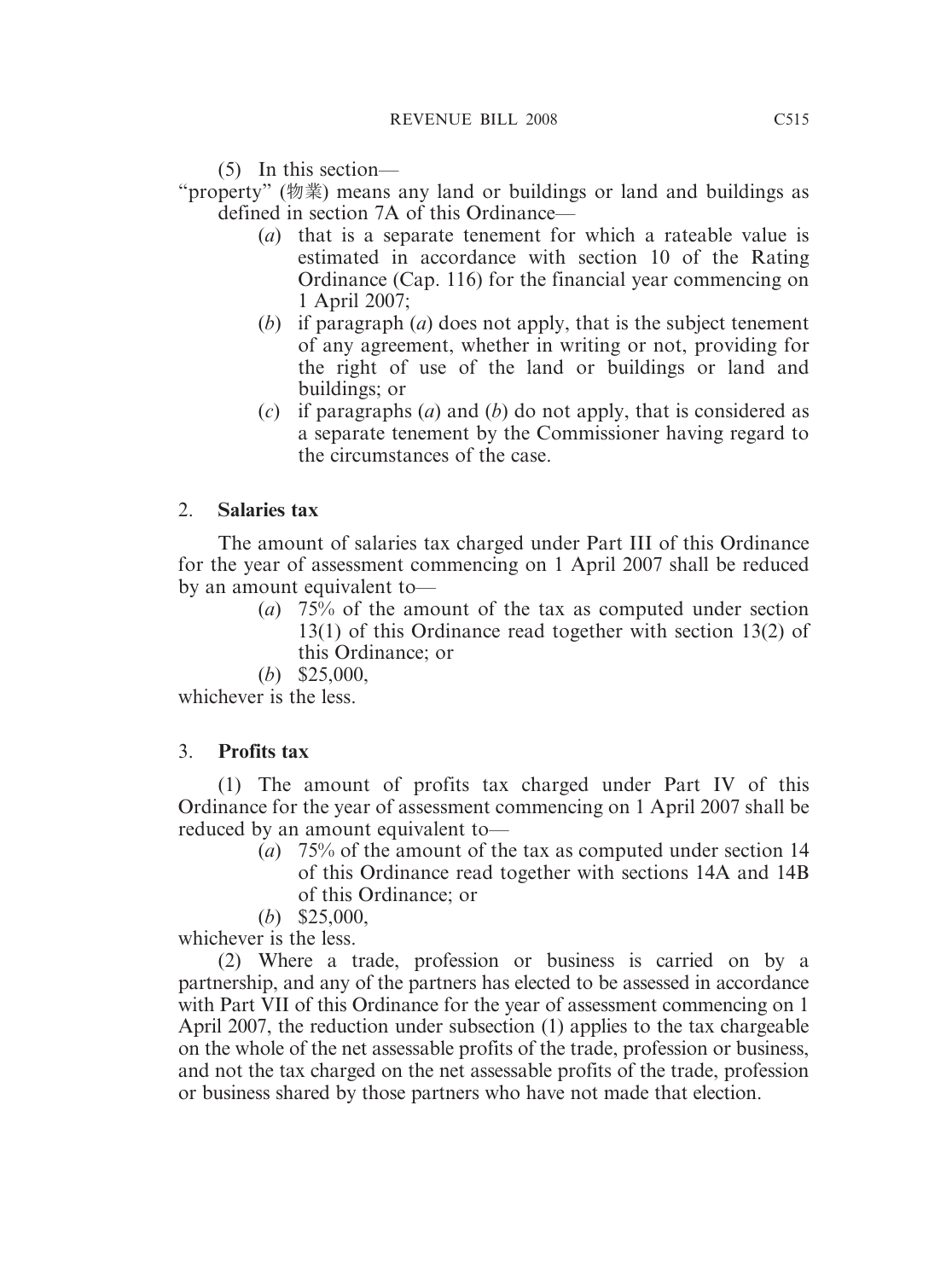(5) In this section—

"property" (物業) means any land or buildings or land and buildings as defined in section 7A of this Ordinance—

(*a*) that is a separate tenement for which a rateable value is estimated in accordance with section 10 of the Rating Ordinance (Cap. 116) for the financial year commencing on 1 April 2007;

(*b*) if paragraph (*a*) does not apply, that is the subject tenement of any agreement, whether in writing or not, providing for the right of use of the land or buildings or land and buildings; or

(*c*) if paragraphs (*a*) and (*b*) do not apply, that is considered as a separate tenement by the Commissioner having regard to the circumstances of the case.

## 2. **Salaries tax**

The amount of salaries tax charged under Part III of this Ordinance for the year of assessment commencing on 1 April 2007 shall be reduced by an amount equivalent to—

(*a*) 75% of the amount of the tax as computed under section 13(1) of this Ordinance read together with section 13(2) of this Ordinance; or

(*b*) $25,000,

whichever is the less.

## 3. **Profits tax**

(1) The amount of profits tax charged under Part IV of this Ordinance for the year of assessment commencing on 1 April 2007 shall be reduced by an amount equivalent to—

(*a*) 75% of the amount of the tax as computed under section 14 of this Ordinance read together with sections 14A and 14B of this Ordinance; or

(*b*) $25,000,

whichever is the less.

(2) Where a trade, profession or business is carried on by a partnership, and any of the partners has elected to be assessed in accordance with Part VII of this Ordinance for the year of assessment commencing on 1 April 2007, the reduction under subsection (1) applies to the tax chargeable on the whole of the net assessable profits of the trade, profession or business, and not the tax charged on the net assessable profits of the trade, profession or business shared by those partners who have not made that election.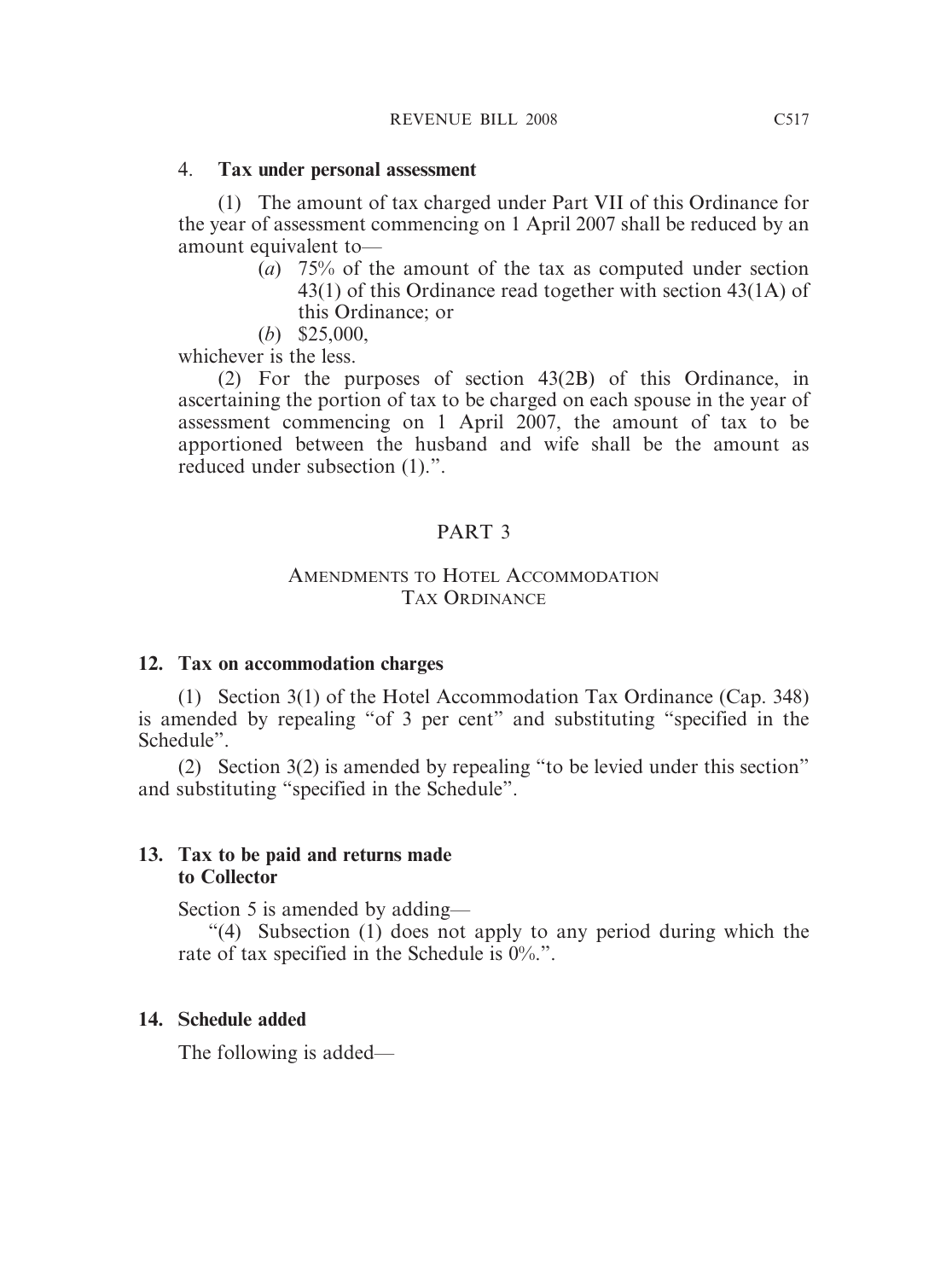4. **Tax under personal assessment**

(1) The amount of tax charged under Part VII of this Ordinance for the year of assessment commencing on 1 April 2007 shall be reduced by an amount equivalent to—

(*a*) 75% of the amount of the tax as computed under section 43(1) of this Ordinance read together with section 43(1A) of this Ordinance; or

(*b*) $25,000,

whichever is the less.

(2) For the purposes of section 43(2B) of this Ordinance, in ascertaining the portion of tax to be charged on each spouse in the year of assessment commencing on 1 April 2007, the amount of tax to be apportioned between the husband and wife shall be the amount as reduced under subsection (1).".

## PART 3

## AMENDMENTS TO HOTEL ACCOMMODATION TAX ORDINANCE

### 12. Tax on accommodation charges

(1) Section 3(1) of the Hotel Accommodation Tax Ordinance (Cap. 348) is amended by repealing "of 3 per cent" and substituting "specified in the Schedule".

(2) Section 3(2) is amended by repealing "to be levied under this section" and substituting "specified in the Schedule".

### 13. Tax to be paid and returns made to Collector

Section 5 is amended by adding—

"(4) Subsection (1) does not apply to any period during which the rate of tax specified in the Schedule is 0%.".

### 14. Schedule added

The following is added—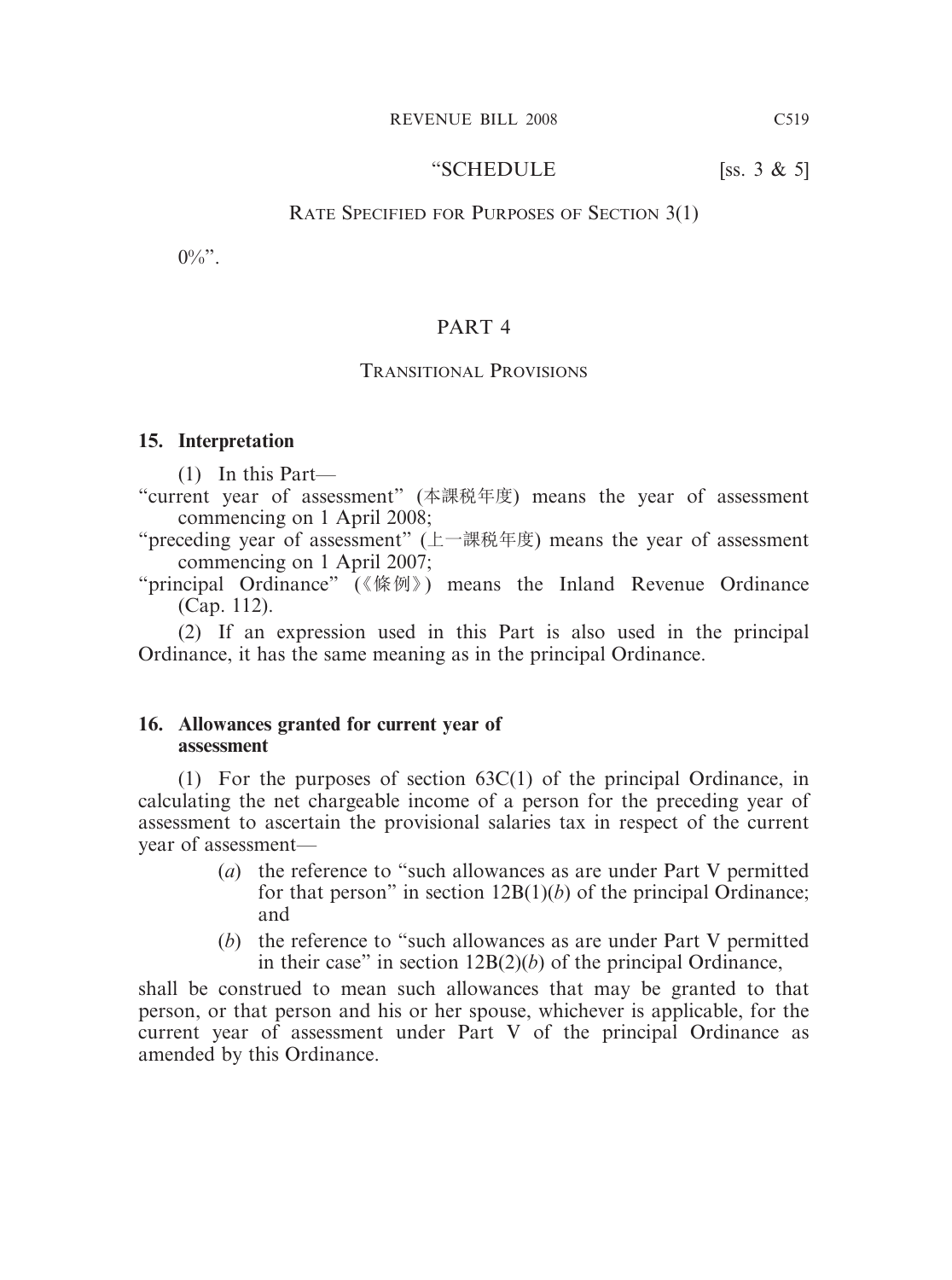"SCHEDULE [ss. 3 & 5]

RATE SPECIFIED FOR PURPOSES OF SECTION 3(1)

0%".

## PART 4

### TRANSITIONAL PROVISIONS

**15. Interpretation**

(1) In this Part—

"current year of assessment" (本課稅年度) means the year of assessment commencing on 1 April 2008;

"preceding year of assessment" (上一課稅年度) means the year of assessment commencing on 1 April 2007;

"principal Ordinance" (《條例》) means the Inland Revenue Ordinance (Cap. 112).

(2) If an expression used in this Part is also used in the principal Ordinance, it has the same meaning as in the principal Ordinance.

**16. Allowances granted for current year of assessment**

(1) For the purposes of section 63C(1) of the principal Ordinance, in calculating the net chargeable income of a person for the preceding year of assessment to ascertain the provisional salaries tax in respect of the current year of assessment—

(*a*) the reference to "such allowances as are under Part V permitted for that person" in section 12B(1)(*b*) of the principal Ordinance; and

(*b*) the reference to "such allowances as are under Part V permitted in their case" in section 12B(2)(*b*) of the principal Ordinance,

shall be construed to mean such allowances that may be granted to that person, or that person and his or her spouse, whichever is applicable, for the current year of assessment under Part V of the principal Ordinance as amended by this Ordinance.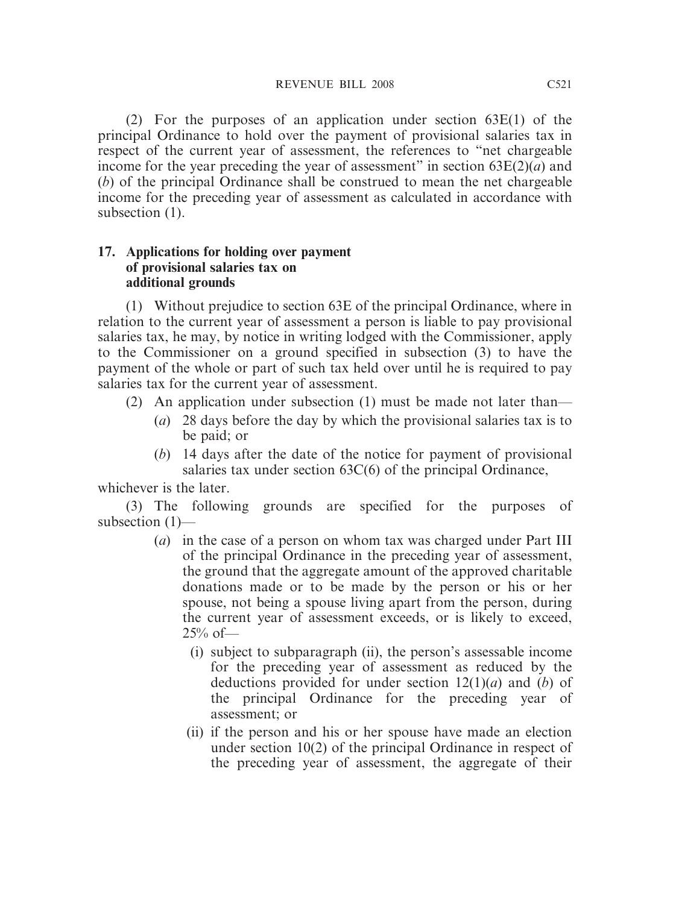(2) For the purposes of an application under section 63E(1) of the principal Ordinance to hold over the payment of provisional salaries tax in respect of the current year of assessment, the references to "net chargeable income for the year preceding the year of assessment" in section 63E(2)(*a*) and (*b*) of the principal Ordinance shall be construed to mean the net chargeable income for the preceding year of assessment as calculated in accordance with subsection (1).

**17. Applications for holding over payment of provisional salaries tax on additional grounds**

(1) Without prejudice to section 63E of the principal Ordinance, where in relation to the current year of assessment a person is liable to pay provisional salaries tax, he may, by notice in writing lodged with the Commissioner, apply to the Commissioner on a ground specified in subsection (3) to have the payment of the whole or part of such tax held over until he is required to pay salaries tax for the current year of assessment.

(2) An application under subsection (1) must be made not later than—

(*a*) 28 days before the day by which the provisional salaries tax is to be paid; or

(*b*) 14 days after the date of the notice for payment of provisional salaries tax under section 63C(6) of the principal Ordinance,

whichever is the later.

(3) The following grounds are specified for the purposes of subsection (1)—

(*a*) in the case of a person on whom tax was charged under Part III of the principal Ordinance in the preceding year of assessment, the ground that the aggregate amount of the approved charitable donations made or to be made by the person or his or her spouse, not being a spouse living apart from the person, during the current year of assessment exceeds, or is likely to exceed, 25% of—

(i) subject to subparagraph (ii), the person's assessable income for the preceding year of assessment as reduced by the deductions provided for under section 12(1)(*a*) and (*b*) of the principal Ordinance for the preceding year of assessment; or

(ii) if the person and his or her spouse have made an election under section 10(2) of the principal Ordinance in respect of the preceding year of assessment, the aggregate of their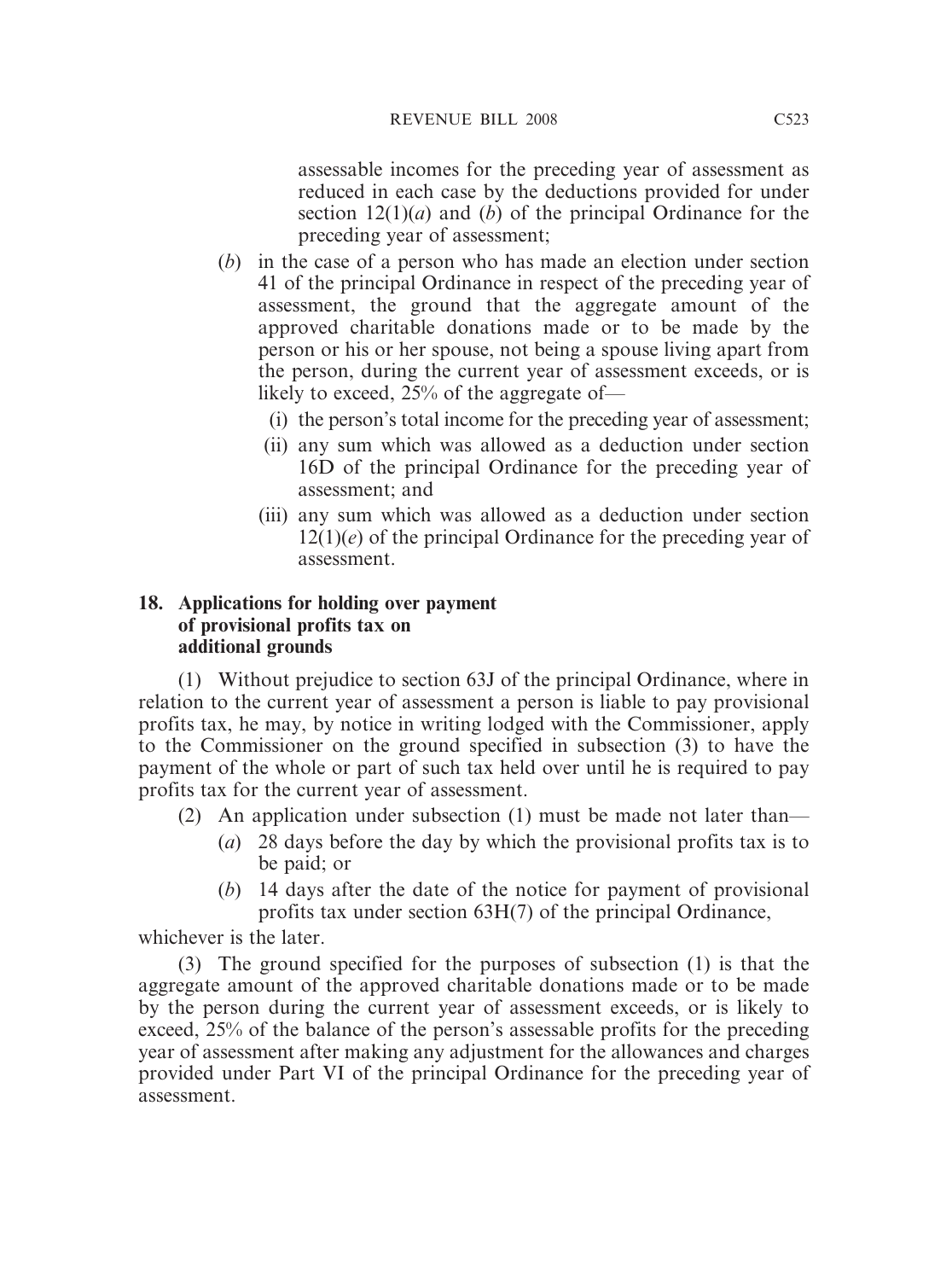assessable incomes for the preceding year of assessment as reduced in each case by the deductions provided for under section 12(1)(*a*) and (*b*) of the principal Ordinance for the preceding year of assessment;

(*b*) in the case of a person who has made an election under section 41 of the principal Ordinance in respect of the preceding year of assessment, the ground that the aggregate amount of the approved charitable donations made or to be made by the person or his or her spouse, not being a spouse living apart from the person, during the current year of assessment exceeds, or is likely to exceed, 25% of the aggregate of—

(i) the person's total income for the preceding year of assessment;

(ii) any sum which was allowed as a deduction under section 16D of the principal Ordinance for the preceding year of assessment; and

(iii) any sum which was allowed as a deduction under section 12(1)(*e*) of the principal Ordinance for the preceding year of assessment.

**18. Applications for holding over payment of provisional profits tax on additional grounds**

(1) Without prejudice to section 63J of the principal Ordinance, where in relation to the current year of assessment a person is liable to pay provisional profits tax, he may, by notice in writing lodged with the Commissioner, apply to the Commissioner on the ground specified in subsection (3) to have the payment of the whole or part of such tax held over until he is required to pay profits tax for the current year of assessment.

(2) An application under subsection (1) must be made not later than—

(*a*) 28 days before the day by which the provisional profits tax is to be paid; or

(*b*) 14 days after the date of the notice for payment of provisional profits tax under section 63H(7) of the principal Ordinance,

whichever is the later.

(3) The ground specified for the purposes of subsection (1) is that the aggregate amount of the approved charitable donations made or to be made by the person during the current year of assessment exceeds, or is likely to exceed, 25% of the balance of the person's assessable profits for the preceding year of assessment after making any adjustment for the allowances and charges provided under Part VI of the principal Ordinance for the preceding year of assessment.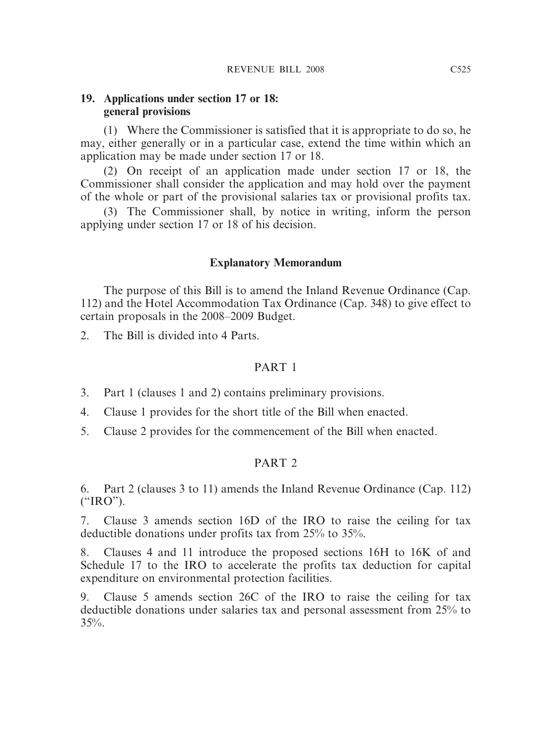**19. Applications under section 17 or 18: general provisions**

(1) Where the Commissioner is satisfied that it is appropriate to do so, he may, either generally or in a particular case, extend the time within which an application may be made under section 17 or 18.

(2) On receipt of an application made under section 17 or 18, the Commissioner shall consider the application and may hold over the payment of the whole or part of the provisional salaries tax or provisional profits tax.

(3) The Commissioner shall, by notice in writing, inform the person applying under section 17 or 18 of his decision.

## Explanatory Memorandum

The purpose of this Bill is to amend the Inland Revenue Ordinance (Cap. 112) and the Hotel Accommodation Tax Ordinance (Cap. 348) to give effect to certain proposals in the 2008–2009 Budget.

2. The Bill is divided into 4 Parts.

### PART 1

3. Part 1 (clauses 1 and 2) contains preliminary provisions.

4. Clause 1 provides for the short title of the Bill when enacted.

5. Clause 2 provides for the commencement of the Bill when enacted.

### PART 2

6. Part 2 (clauses 3 to 11) amends the Inland Revenue Ordinance (Cap. 112) ("IRO").

7. Clause 3 amends section 16D of the IRO to raise the ceiling for tax deductible donations under profits tax from 25% to 35%.

8. Clauses 4 and 11 introduce the proposed sections 16H to 16K of and Schedule 17 to the IRO to accelerate the profits tax deduction for capital expenditure on environmental protection facilities.

9. Clause 5 amends section 26C of the IRO to raise the ceiling for tax deductible donations under salaries tax and personal assessment from 25% to 35%.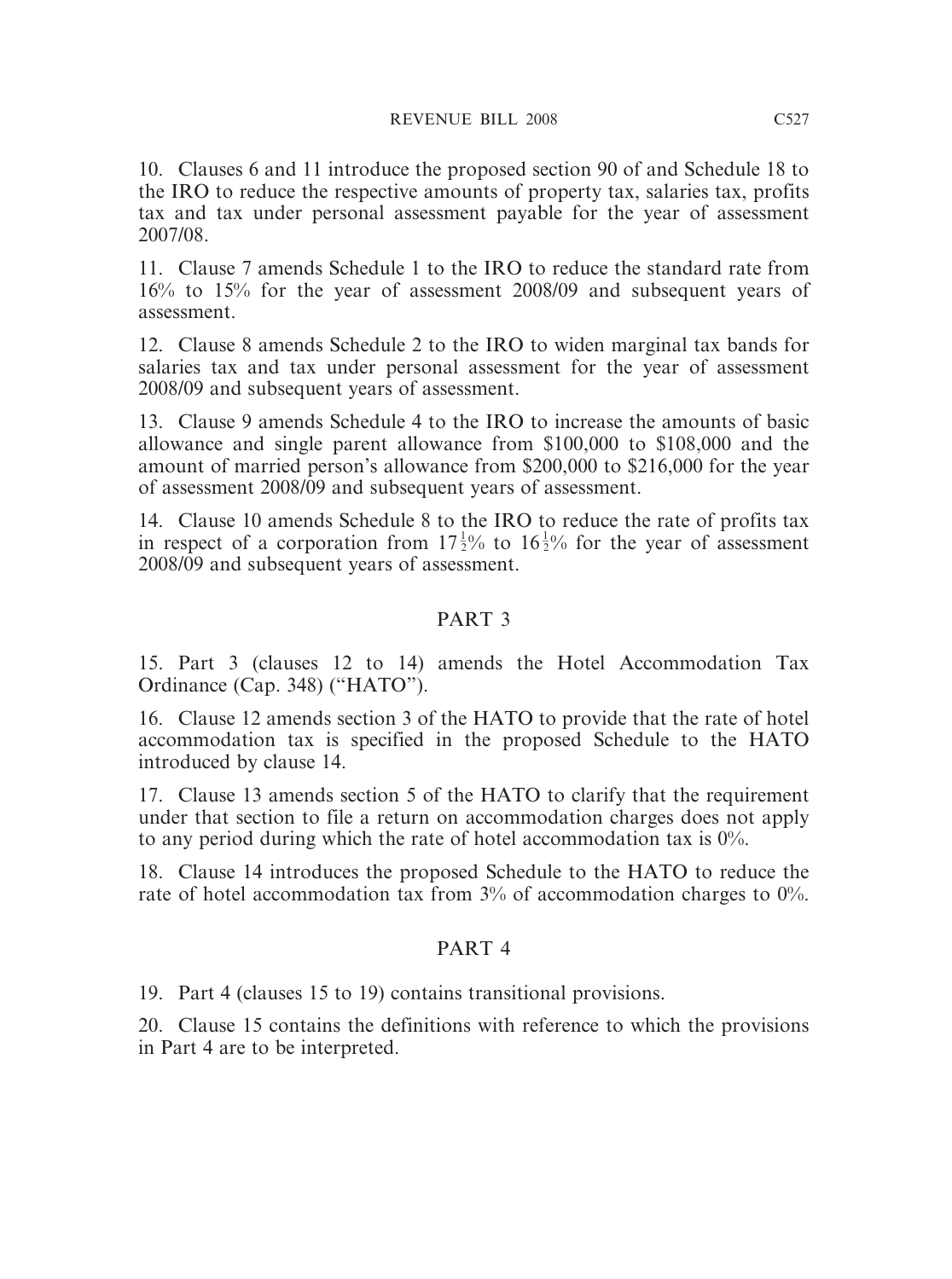10. Clauses 6 and 11 introduce the proposed section 90 of and Schedule 18 to the IRO to reduce the respective amounts of property tax, salaries tax, profits tax and tax under personal assessment payable for the year of assessment 2007/08.

11. Clause 7 amends Schedule 1 to the IRO to reduce the standard rate from 16% to 15% for the year of assessment 2008/09 and subsequent years of assessment.

12. Clause 8 amends Schedule 2 to the IRO to widen marginal tax bands for salaries tax and tax under personal assessment for the year of assessment 2008/09 and subsequent years of assessment.

13. Clause 9 amends Schedule 4 to the IRO to increase the amounts of basic allowance and single parent allowance from $100,000 to $108,000 and the amount of married person's allowance from $200,000 to $216,000 for the year of assessment 2008/09 and subsequent years of assessment.

14. Clause 10 amends Schedule 8 to the IRO to reduce the rate of profits tax in respect of a corporation from $17\frac{1}{2}$% to $16\frac{1}{2}$% for the year of assessment 2008/09 and subsequent years of assessment.

## PART 3

15. Part 3 (clauses 12 to 14) amends the Hotel Accommodation Tax Ordinance (Cap. 348) ("HATO").

16. Clause 12 amends section 3 of the HATO to provide that the rate of hotel accommodation tax is specified in the proposed Schedule to the HATO introduced by clause 14.

17. Clause 13 amends section 5 of the HATO to clarify that the requirement under that section to file a return on accommodation charges does not apply to any period during which the rate of hotel accommodation tax is 0%.

18. Clause 14 introduces the proposed Schedule to the HATO to reduce the rate of hotel accommodation tax from 3% of accommodation charges to 0%.

## PART 4

19. Part 4 (clauses 15 to 19) contains transitional provisions.

20. Clause 15 contains the definitions with reference to which the provisions in Part 4 are to be interpreted.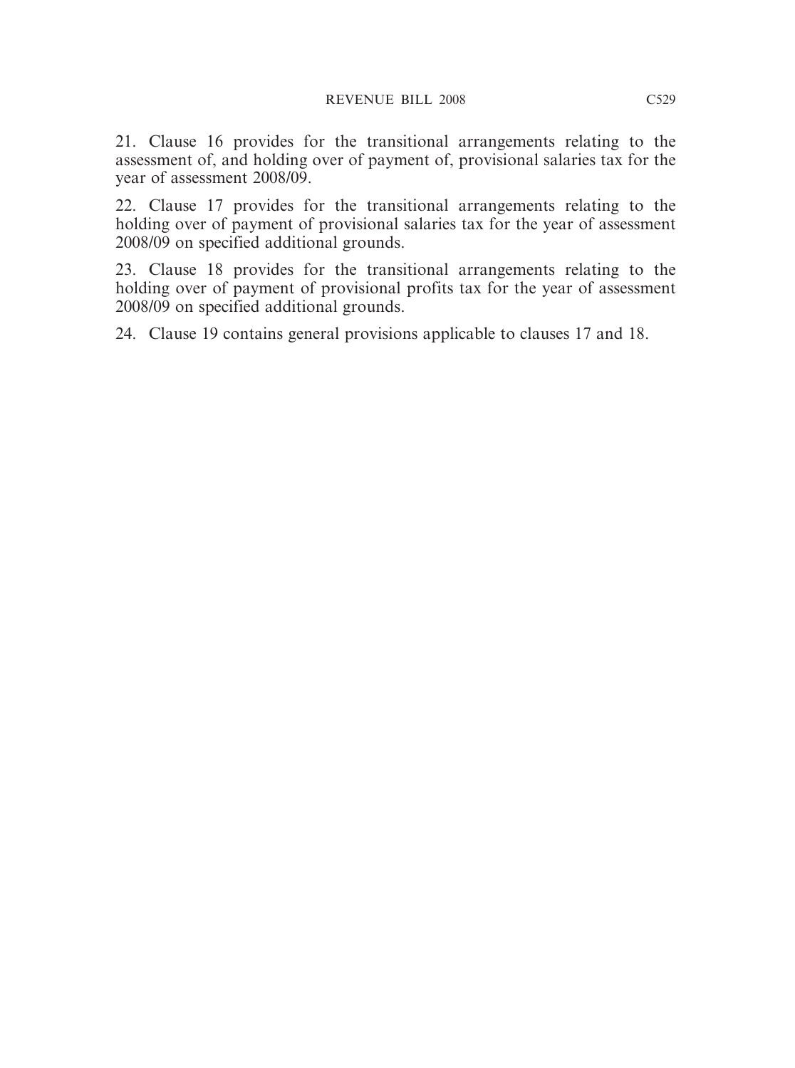21. Clause 16 provides for the transitional arrangements relating to the assessment of, and holding over of payment of, provisional salaries tax for the year of assessment 2008/09.

22. Clause 17 provides for the transitional arrangements relating to the holding over of payment of provisional salaries tax for the year of assessment 2008/09 on specified additional grounds.

23. Clause 18 provides for the transitional arrangements relating to the holding over of payment of provisional profits tax for the year of assessment 2008/09 on specified additional grounds.

24. Clause 19 contains general provisions applicable to clauses 17 and 18.